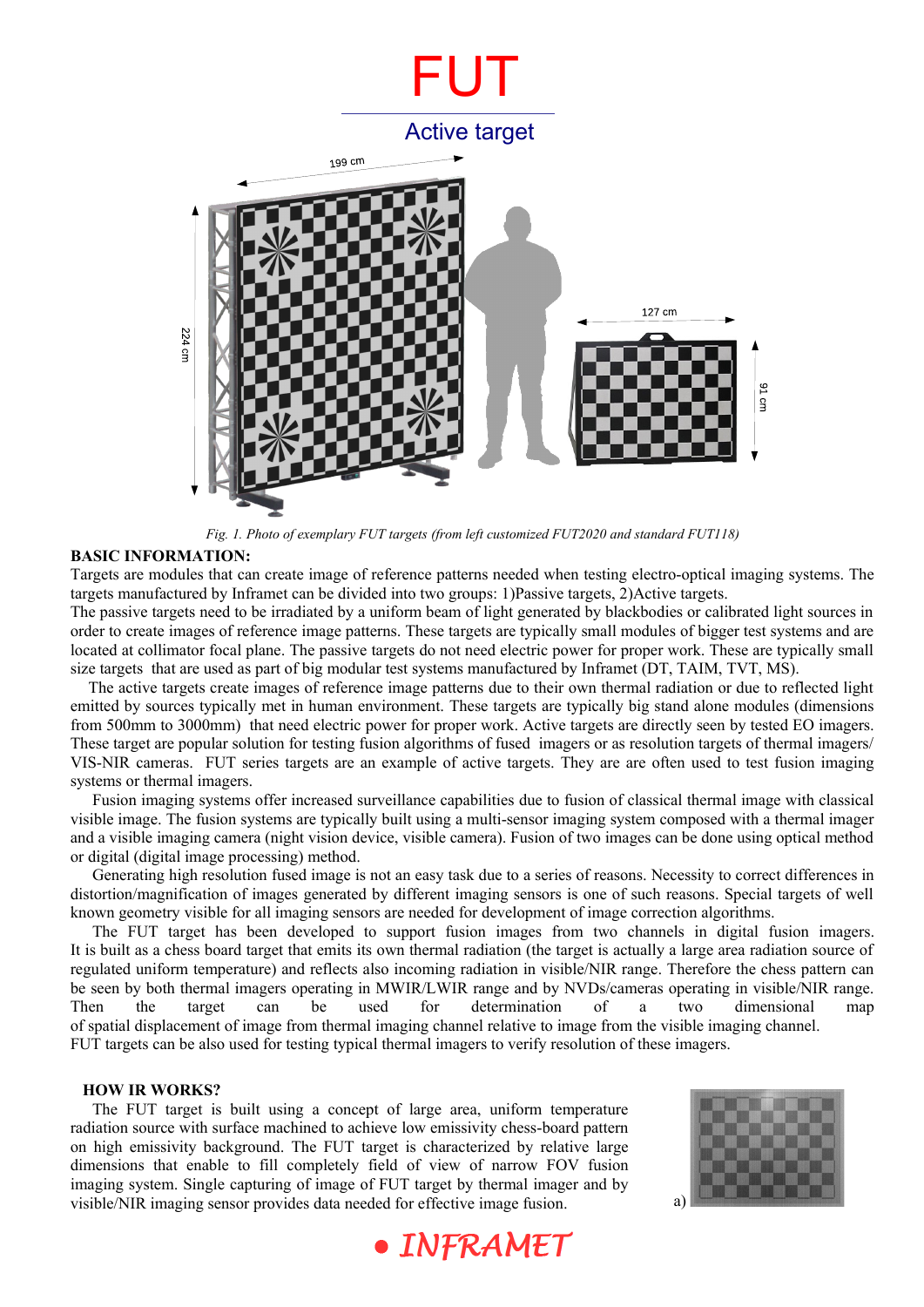# FUT

## Active target

199 cm

224 cm

127 cm

91 cm

*Fig. 1. Photo of exemplary FUT targets (from left customized FUT2020 and standard FUT118)*

**BASIC INFORMATION:**

Targets are modules that can create image of reference patterns needed when testing electro-optical imaging systems. The targets manufactured by Inframet can be divided into two groups: 1)Passive targets, 2)Active targets.

The passive targets need to be irradiated by a uniform beam of light generated by blackbodies or calibrated light sources in order to create images of reference image patterns. These targets are typically small modules of bigger test systems and are located at collimator focal plane. The passive targets do not need electric power for proper work. These are typically small size targets that are used as part of big modular test systems manufactured by Inframet (DT, TAIM, TVT, MS).

The active targets create images of reference image patterns due to their own thermal radiation or due to reflected light emitted by sources typically met in human environment. These targets are typically big stand alone modules (dimensions from 500mm to 3000mm) that need electric power for proper work. Active targets are directly seen by tested EO imagers. These target are popular solution for testing fusion algorithms of fused imagers or as resolution targets of thermal imagers/ VIS-NIR cameras. FUT series targets are an example of active targets. They are are often used to test fusion imaging systems or thermal imagers.

Fusion imaging systems offer increased surveillance capabilities due to fusion of classical thermal image with classical visible image. The fusion systems are typically built using a multi-sensor imaging system composed with a thermal imager and a visible imaging camera (night vision device, visible camera). Fusion of two images can be done using optical method or digital (digital image processing) method.

Generating high resolution fused image is not an easy task due to a series of reasons. Necessity to correct differences in distortion/magnification of images generated by different imaging sensors is one of such reasons. Special targets of well known geometry visible for all imaging sensors are needed for development of image correction algorithms.

The FUT target has been developed to support fusion images from two channels in digital fusion imagers. It is built as a chess board target that emits its own thermal radiation (the target is actually a large area radiation source of regulated uniform temperature) and reflects also incoming radiation in visible/NIR range. Therefore the chess pattern can be seen by both thermal imagers operating in MWIR/LWIR range and by NVDs/cameras operating in visible/NIR range. Then the target can be used for determination of a two dimensional map of spatial displacement of image from thermal imaging channel relative to image from the visible imaging channel.

FUT targets can be also used for testing typical thermal imagers to verify resolution of these imagers.

**HOW IR WORKS?**

The FUT target is built using a concept of large area, uniform temperature radiation source with surface machined to achieve low emissivity chess-board pattern on high emissivity background. The FUT target is characterized by relative large dimensions that enable to fill completely field of view of narrow FOV fusion imaging system. Single capturing of image of FUT target by thermal imager and by visible/NIR imaging sensor provides data needed for effective image fusion.

a)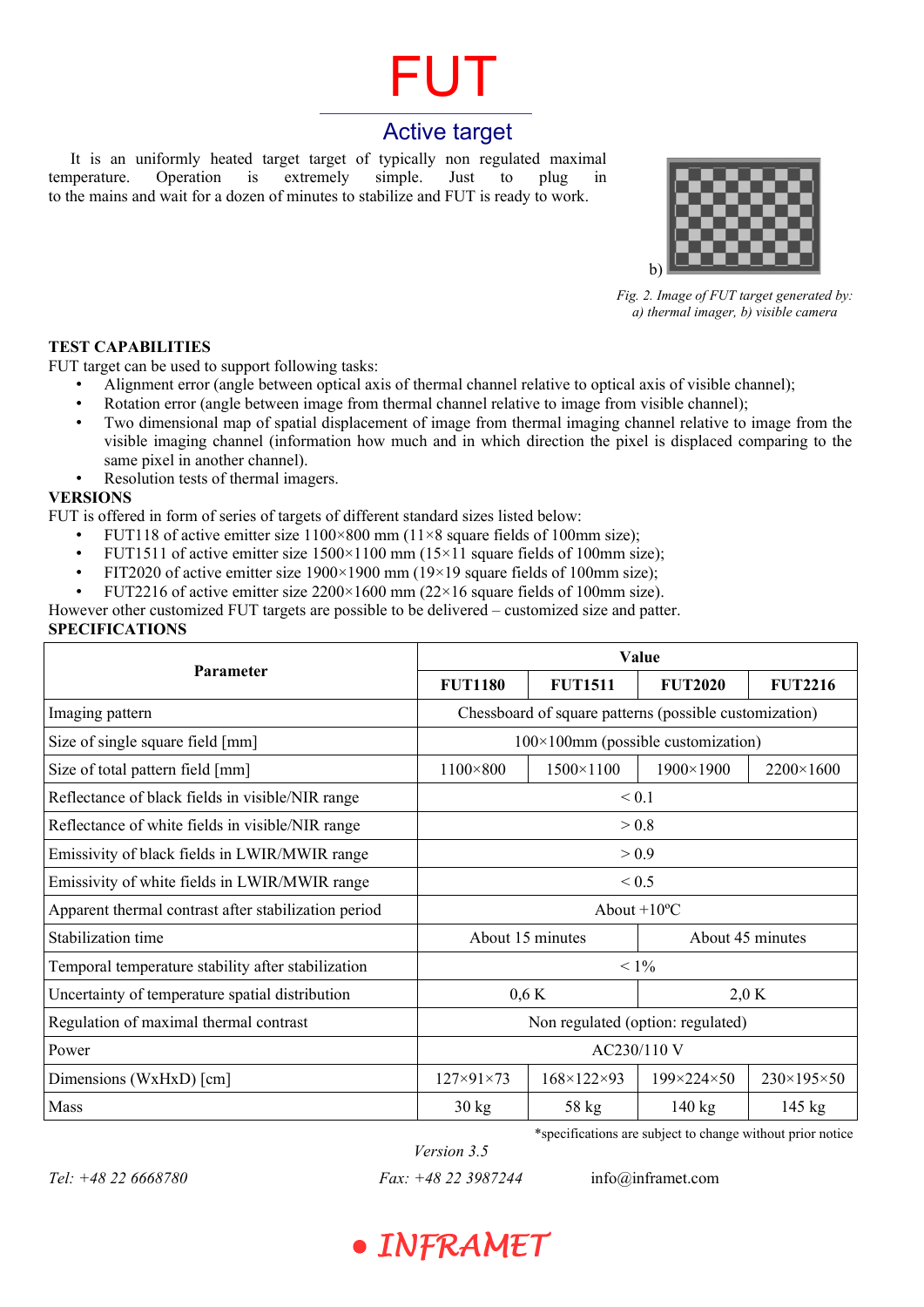# FUT

## Active target

It is an uniformly heated target target of typically non regulated maximal temperature. Operation is extremely simple. Just to plug in to the mains and wait for a dozen of minutes to stabilize and FUT is ready to work.

b)

*Fig. 2. Image of FUT target generated by: a) thermal imager, b) visible camera*

**TEST CAPABILITIES**

FUT target can be used to support following tasks:

- Alignment error (angle between optical axis of thermal channel relative to optical axis of visible channel);
- Rotation error (angle between image from thermal channel relative to image from visible channel);
- Two dimensional map of spatial displacement of image from thermal imaging channel relative to image from the visible imaging channel (information how much and in which direction the pixel is displaced comparing to the same pixel in another channel).
- Resolution tests of thermal imagers.

**VERSIONS**

FUT is offered in form of series of targets of different standard sizes listed below:

- FUT118 of active emitter size 1100×800 mm (11×8 square fields of 100mm size);
- FUT1511 of active emitter size 1500×1100 mm (15×11 square fields of 100mm size);
- FIT2020 of active emitter size 1900×1900 mm (19×19 square fields of 100mm size);
- FUT2216 of active emitter size 2200×1600 mm (22×16 square fields of 100mm size).

However other customized FUT targets are possible to be delivered – customized size and patter.

**SPECIFICATIONS**

| Parameter | Value | | | |
|---|---|---|---|---|
| | **FUT1180** | **FUT1511** | **FUT2020** | **FUT2216** |
| Imaging pattern | Chessboard of square patterns (possible customization) | | | |
| Size of single square field [mm] | 100×100mm (possible customization) | | | |
| Size of total pattern field [mm] | 1100×800 | 1500×1100 | 1900×1900 | 2200×1600 |
| Reflectance of black fields in visible/NIR range | < 0.1 | | | |
| Reflectance of white fields in visible/NIR range | > 0.8 | | | |
| Emissivity of black fields in LWIR/MWIR range | > 0.9 | | | |
| Emissivity of white fields in LWIR/MWIR range | < 0.5 | | | |
| Apparent thermal contrast after stabilization period | About +10ºC | | | |
| Stabilization time | About 15 minutes | | About 45 minutes | |
| Temporal temperature stability after stabilization | < 1% | | | |
| Uncertainty of temperature spatial distribution | 0,6 K | | 2,0 K | |
| Regulation of maximal thermal contrast | Non regulated (option: regulated) | | | |
| Power | AC230/110 V | | | |
| Dimensions (WxHxD) [cm] | 127×91×73 | 168×122×93 | 199×224×50 | 230×195×50 |
| Mass | 30 kg | 58 kg | 140 kg | 145 kg |

*specifications are subject to change without prior notice

*Version 3.5*

*Tel: +48 22 6668780* *Fax: +48 22 3987244* info@inframet.com

INFRAMET